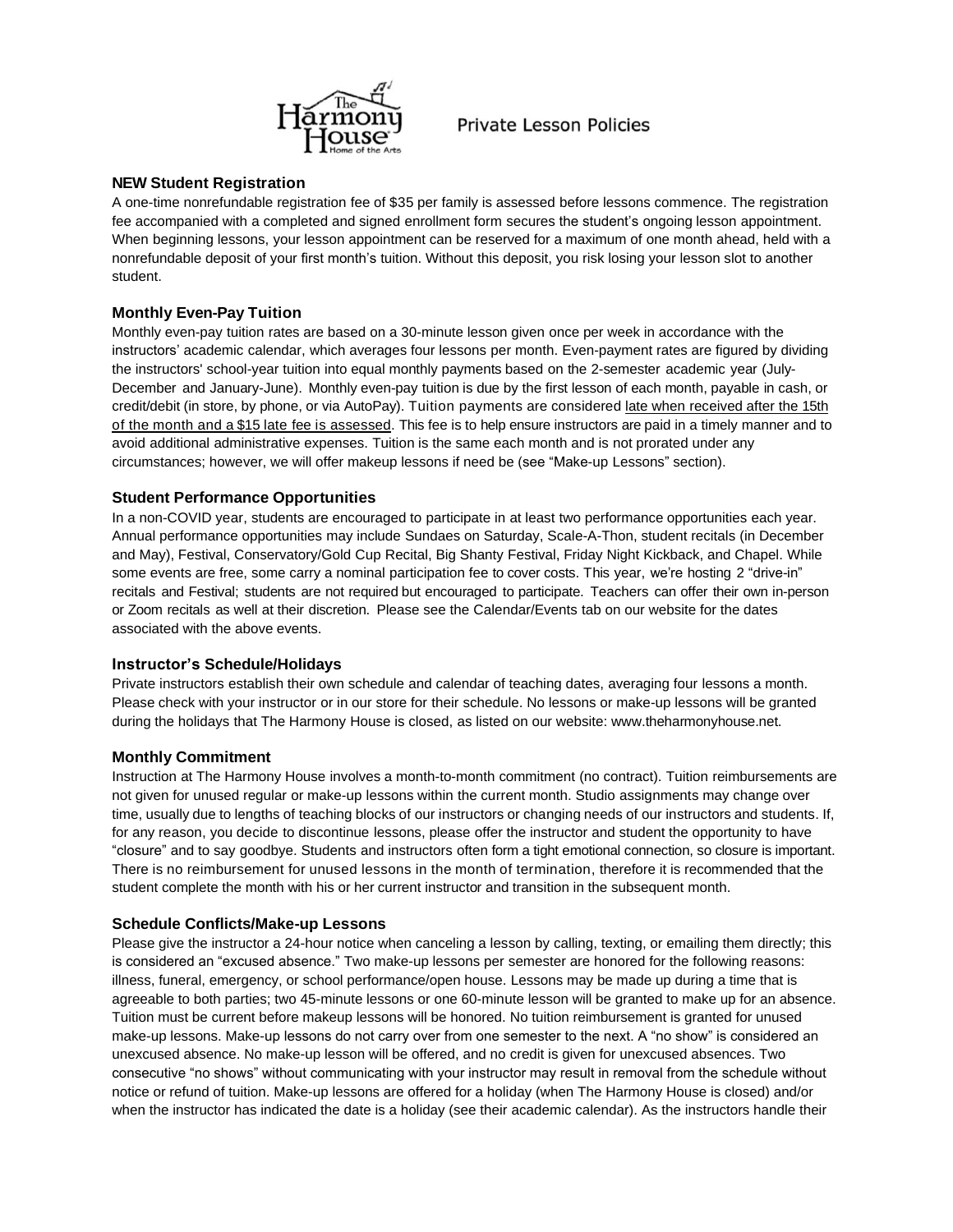# Private Lesson Policies

### NEW Student Registration

A one-time nonrefundable registration fee of $35 per family is assessed before lessons commence. The registration fee accompanied with a completed and signed enrollment form secures the student's ongoing lesson appointment. When beginning lessons, your lesson appointment can be reserved for a maximum of one month ahead, held with a nonrefundable deposit of your first month's tuition. Without this deposit, you risk losing your lesson slot to another student.

### Monthly Even-Pay Tuition

Monthly even-pay tuition rates are based on a 30-minute lesson given once per week in accordance with the instructors' academic calendar, which averages four lessons per month. Even-payment rates are figured by dividing the instructors' school-year tuition into equal monthly payments based on the 2-semester academic year (July-December and January-June). Monthly even-pay tuition is due by the first lesson of each month, payable in cash, or credit/debit (in store, by phone, or via AutoPay). Tuition payments are considered late when received after the 15th of the month and a $15 late fee is assessed. This fee is to help ensure instructors are paid in a timely manner and to avoid additional administrative expenses. Tuition is the same each month and is not prorated under any circumstances; however, we will offer makeup lessons if need be (see "Make-up Lessons" section).

### Student Performance Opportunities

In a non-COVID year, students are encouraged to participate in at least two performance opportunities each year. Annual performance opportunities may include Sundaes on Saturday, Scale-A-Thon, student recitals (in December and May), Festival, Conservatory/Gold Cup Recital, Big Shanty Festival, Friday Night Kickback, and Chapel. While some events are free, some carry a nominal participation fee to cover costs. This year, we're hosting 2 "drive-in" recitals and Festival; students are not required but encouraged to participate. Teachers can offer their own in-person or Zoom recitals as well at their discretion. Please see the Calendar/Events tab on our website for the dates associated with the above events.

### Instructor's Schedule/Holidays

Private instructors establish their own schedule and calendar of teaching dates, averaging four lessons a month. Please check with your instructor or in our store for their schedule. No lessons or make-up lessons will be granted during the holidays that The Harmony House is closed, as listed on our website: www.theharmonyhouse.net.

### Monthly Commitment

Instruction at The Harmony House involves a month-to-month commitment (no contract). Tuition reimbursements are not given for unused regular or make-up lessons within the current month. Studio assignments may change over time, usually due to lengths of teaching blocks of our instructors or changing needs of our instructors and students. If, for any reason, you decide to discontinue lessons, please offer the instructor and student the opportunity to have "closure" and to say goodbye. Students and instructors often form a tight emotional connection, so closure is important. There is no reimbursement for unused lessons in the month of termination, therefore it is recommended that the student complete the month with his or her current instructor and transition in the subsequent month.

### Schedule Conflicts/Make-up Lessons

Please give the instructor a 24-hour notice when canceling a lesson by calling, texting, or emailing them directly; this is considered an "excused absence." Two make-up lessons per semester are honored for the following reasons: illness, funeral, emergency, or school performance/open house. Lessons may be made up during a time that is agreeable to both parties; two 45-minute lessons or one 60-minute lesson will be granted to make up for an absence. Tuition must be current before makeup lessons will be honored. No tuition reimbursement is granted for unused make-up lessons. Make-up lessons do not carry over from one semester to the next. A "no show" is considered an unexcused absence. No make-up lesson will be offered, and no credit is given for unexcused absences. Two consecutive "no shows" without communicating with your instructor may result in removal from the schedule without notice or refund of tuition. Make-up lessons are offered for a holiday (when The Harmony House is closed) and/or when the instructor has indicated the date is a holiday (see their academic calendar). As the instructors handle their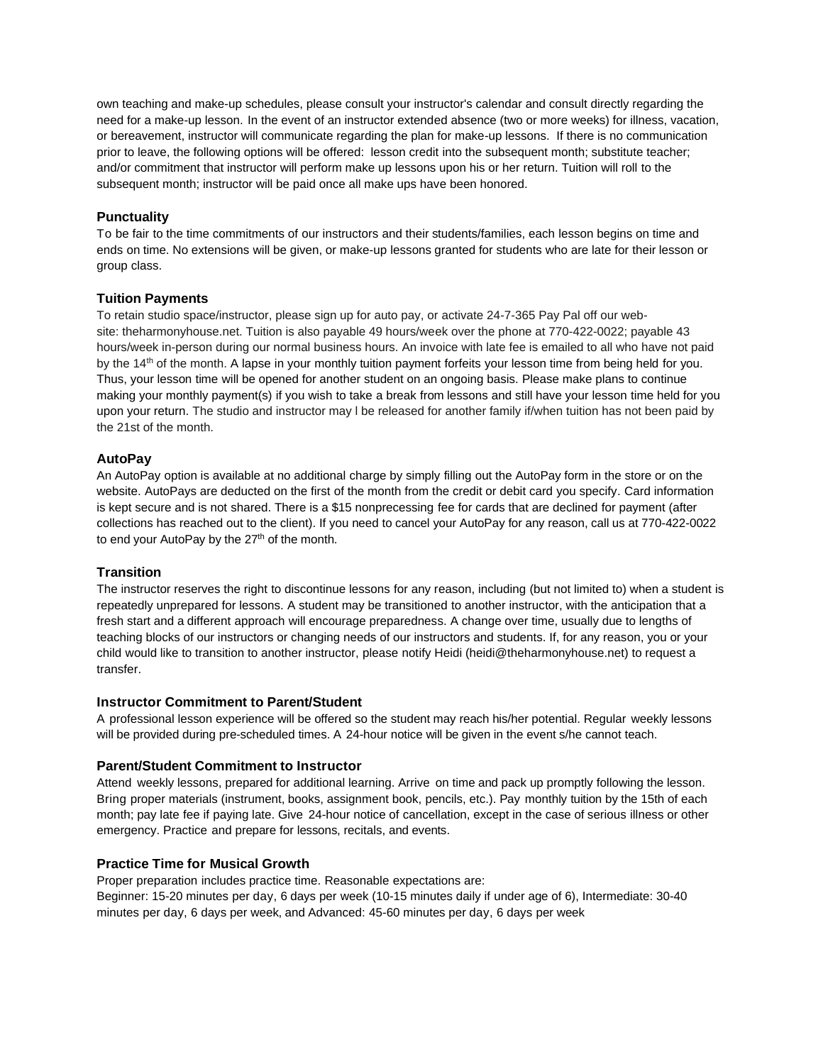own teaching and make-up schedules, please consult your instructor's calendar and consult directly regarding the need for a make-up lesson. In the event of an instructor extended absence (two or more weeks) for illness, vacation, or bereavement, instructor will communicate regarding the plan for make-up lessons. If there is no communication prior to leave, the following options will be offered: lesson credit into the subsequent month; substitute teacher; and/or commitment that instructor will perform make up lessons upon his or her return. Tuition will roll to the subsequent month; instructor will be paid once all make ups have been honored.

### Punctuality

To be fair to the time commitments of our instructors and their students/families, each lesson begins on time and ends on time. No extensions will be given, or make-up lessons granted for students who are late for their lesson or group class.

### Tuition Payments

To retain studio space/instructor, please sign up for auto pay, or activate 24-7-365 Pay Pal off our web-site: theharmonyhouse.net. Tuition is also payable 49 hours/week over the phone at 770-422-0022; payable 43 hours/week in-person during our normal business hours. An invoice with late fee is emailed to all who have not paid by the 14th of the month. A lapse in your monthly tuition payment forfeits your lesson time from being held for you. Thus, your lesson time will be opened for another student on an ongoing basis. Please make plans to continue making your monthly payment(s) if you wish to take a break from lessons and still have your lesson time held for you upon your return. The studio and instructor may l be released for another family if/when tuition has not been paid by the 21st of the month.

### AutoPay

An AutoPay option is available at no additional charge by simply filling out the AutoPay form in the store or on the website. AutoPays are deducted on the first of the month from the credit or debit card you specify. Card information is kept secure and is not shared. There is a $15 nonprecessing fee for cards that are declined for payment (after collections has reached out to the client). If you need to cancel your AutoPay for any reason, call us at 770-422-0022 to end your AutoPay by the 27th of the month.

### Transition

The instructor reserves the right to discontinue lessons for any reason, including (but not limited to) when a student is repeatedly unprepared for lessons. A student may be transitioned to another instructor, with the anticipation that a fresh start and a different approach will encourage preparedness. A change over time, usually due to lengths of teaching blocks of our instructors or changing needs of our instructors and students. If, for any reason, you or your child would like to transition to another instructor, please notify Heidi (heidi@theharmonyhouse.net) to request a transfer.

### Instructor Commitment to Parent/Student

A professional lesson experience will be offered so the student may reach his/her potential. Regular weekly lessons will be provided during pre-scheduled times. A 24-hour notice will be given in the event s/he cannot teach.

### Parent/Student Commitment to Instructor

Attend weekly lessons, prepared for additional learning. Arrive on time and pack up promptly following the lesson. Bring proper materials (instrument, books, assignment book, pencils, etc.). Pay monthly tuition by the 15th of each month; pay late fee if paying late. Give 24-hour notice of cancellation, except in the case of serious illness or other emergency. Practice and prepare for lessons, recitals, and events.

### Practice Time for Musical Growth

Proper preparation includes practice time. Reasonable expectations are:
Beginner: 15-20 minutes per day, 6 days per week (10-15 minutes daily if under age of 6), Intermediate: 30-40 minutes per day, 6 days per week, and Advanced: 45-60 minutes per day, 6 days per week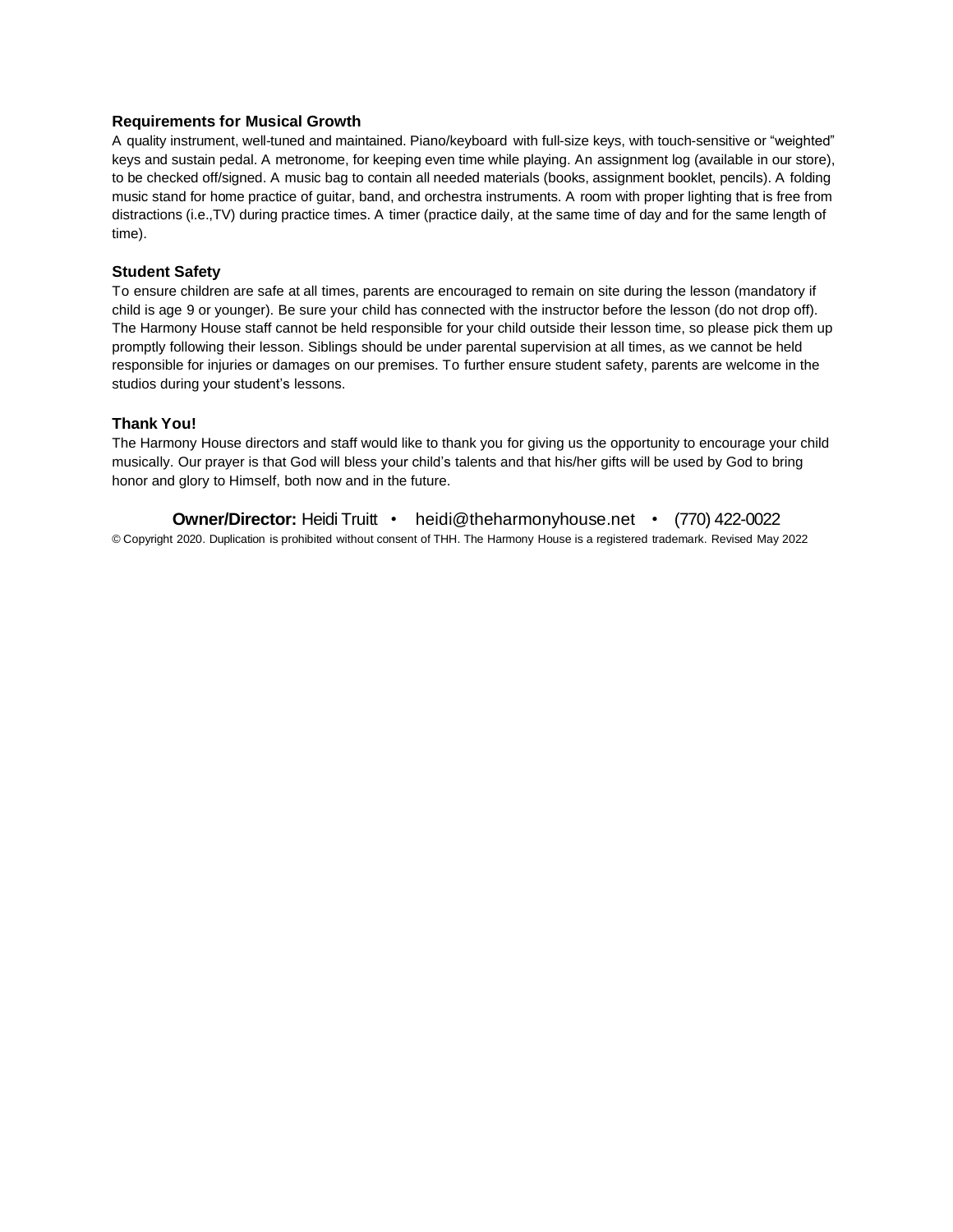### Requirements for Musical Growth

A quality instrument, well-tuned and maintained. Piano/keyboard with full-size keys, with touch-sensitive or "weighted" keys and sustain pedal. A metronome, for keeping even time while playing. An assignment log (available in our store), to be checked off/signed. A music bag to contain all needed materials (books, assignment booklet, pencils). A folding music stand for home practice of guitar, band, and orchestra instruments. A room with proper lighting that is free from distractions (i.e.,TV) during practice times. A timer (practice daily, at the same time of day and for the same length of time).

### Student Safety

To ensure children are safe at all times, parents are encouraged to remain on site during the lesson (mandatory if child is age 9 or younger). Be sure your child has connected with the instructor before the lesson (do not drop off). The Harmony House staff cannot be held responsible for your child outside their lesson time, so please pick them up promptly following their lesson. Siblings should be under parental supervision at all times, as we cannot be held responsible for injuries or damages on our premises. To further ensure student safety, parents are welcome in the studios during your student's lessons.

### Thank You!

The Harmony House directors and staff would like to thank you for giving us the opportunity to encourage your child musically. Our prayer is that God will bless your child's talents and that his/her gifts will be used by God to bring honor and glory to Himself, both now and in the future.

**Owner/Director:** Heidi Truitt • heidi@theharmonyhouse.net • (770) 422-0022

© Copyright 2020. Duplication is prohibited without consent of THH. The Harmony House is a registered trademark. Revised May 2022